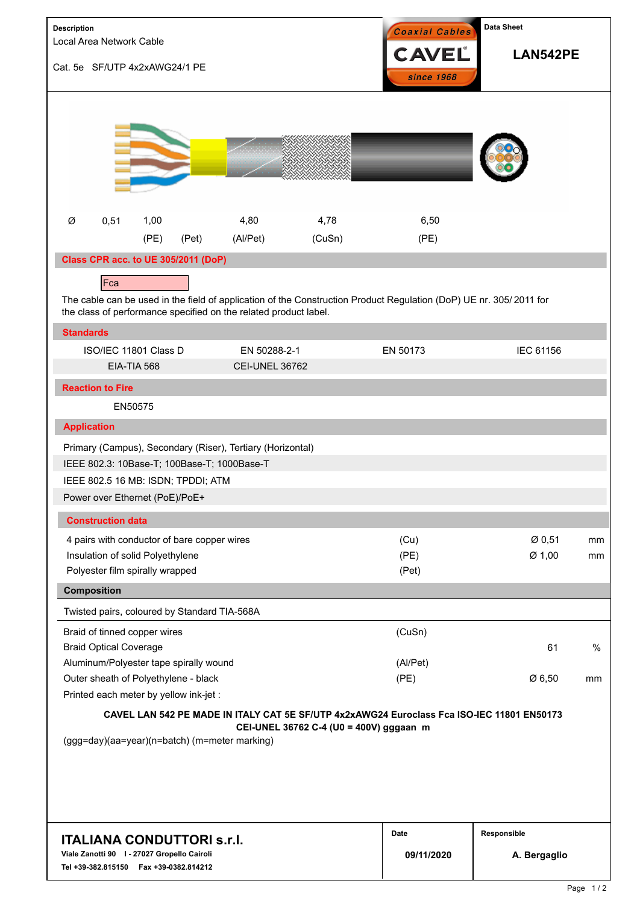**Description**

Local Area Network Cable

Cat. 5e SF/UTP 4x2xAWG24/1 PE

Coaxial Cables CAVEL since 1968

**Data Sheet**

# LAN542PE

| Ø | 0,51 | 1,00 | | 4,80 | 4,78 | 6,50 |
|---|---|---|---|---|---|---|
| | | (PE) | (Pet) | (Al/Pet) | (CuSn) | (PE) |

## Class CPR acc. to UE 305/2011 (DoP)

Fca

The cable can be used in the field of application of the Construction Product Regulation (DoP) UE nr. 305/ 2011 for the class of performance specified on the related product label.

## Standards

| ISO/IEC 11801 Class D | EN 50288-2-1 | EN 50173 | IEC 61156 |
|---|---|---|---|
| EIA-TIA 568 | CEI-UNEL 36762 | | |

## Reaction to Fire

EN50575

## Application

Primary (Campus), Secondary (Riser), Tertiary (Horizontal)

IEEE 802.3: 10Base-T; 100Base-T; 1000Base-T

IEEE 802.5 16 MB: ISDN; TPDDI; ATM

Power over Ethernet (PoE)/PoE+

## Construction data

| | | | |
|---|---|---|---|
| 4 pairs with conductor of bare copper wires | (Cu) | Ø 0,51 | mm |
| Insulation of solid Polyethylene | (PE) | Ø 1,00 | mm |
| Polyester film spirally wrapped | (Pet) | | |

## Composition

Twisted pairs, coloured by Standard TIA-568A

| | | | |
|---|---|---|---|
| Braid of tinned copper wires | (CuSn) | | |
| Braid Optical Coverage | | 61 | % |
| Aluminum/Polyester tape spirally wound | (Al/Pet) | | |
| Outer sheath of Polyethylene - black | (PE) | Ø 6,50 | mm |

Printed each meter by yellow ink-jet :

**CAVEL LAN 542 PE MADE IN ITALY CAT 5E SF/UTP 4x2xAWG24 Euroclass Fca ISO-IEC 11801 EN50173 CEI-UNEL 36762 C-4 (U0 = 400V) gggaan m**

(ggg=day)(aa=year)(n=batch) (m=meter marking)

**ITALIANA CONDUTTORI s.r.l.**

**Viale Zanotti 90 I - 27027 Gropello Cairoli**

**Tel +39-382.815150 Fax +39-0382.814212**

**Date** 09/11/2020

**Responsible** A. Bergaglio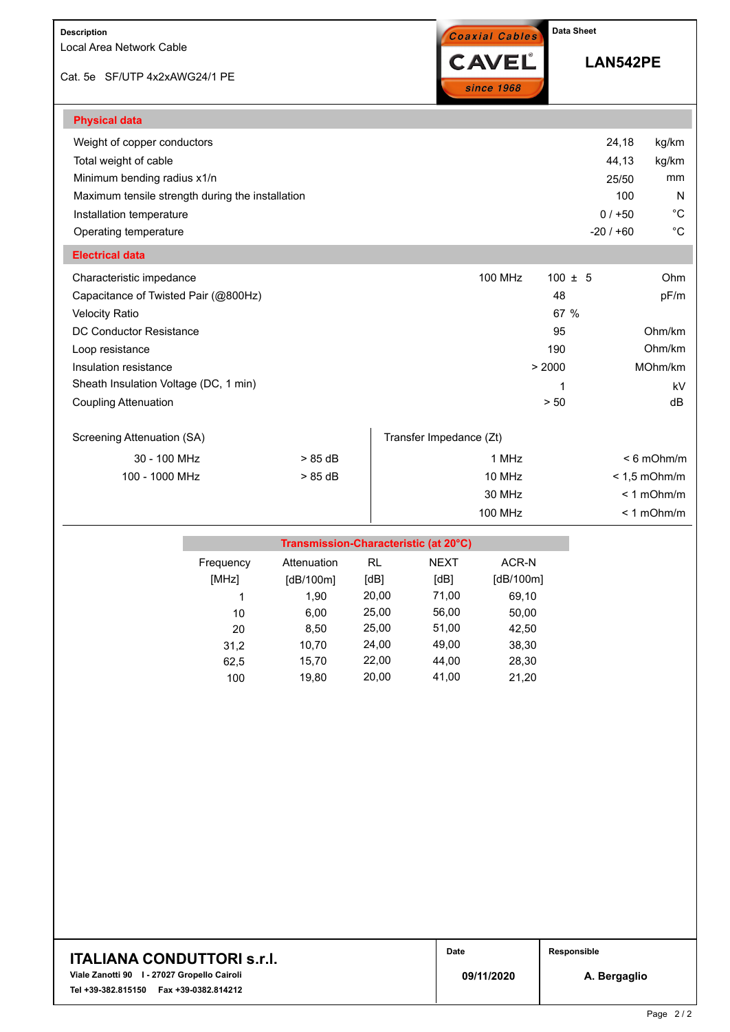**Description**
Local Area Network Cable

Cat. 5e SF/UTP 4x2xAWG24/1 PE

Coaxial Cables CAVEL since 1968

**Data Sheet**

**LAN542PE**

## Physical data

| | | |
|---|---|---|
| Weight of copper conductors | 24,18 | kg/km |
| Total weight of cable | 44,13 | kg/km |
| Minimum bending radius x1/n | 25/50 | mm |
| Maximum tensile strength during the installation | 100 | N |
| Installation temperature | 0 / +50 | °C |
| Operating temperature | -20 / +60 | °C |

## Electrical data

| | | | |
|---|---|---|---|
| Characteristic impedance | 100 MHz | 100 ± 5 | Ohm |
| Capacitance of Twisted Pair (@800Hz) | | 48 | pF/m |
| Velocity Ratio | | 67 % | |
| DC Conductor Resistance | | 95 | Ohm/km |
| Loop resistance | | 190 | Ohm/km |
| Insulation resistance | | > 2000 | MOhm/km |
| Sheath Insulation Voltage (DC, 1 min) | | 1 | kV |
| Coupling Attenuation | | > 50 | dB |

| Screening Attenuation (SA) | |
|---|---|
| 30 - 100 MHz | > 85 dB |
| 100 - 1000 MHz | > 85 dB |

| Transfer Impedance (Zt) | |
|---|---|
| 1 MHz | < 6 mOhm/m |
| 10 MHz | < 1,5 mOhm/m |
| 30 MHz | < 1 mOhm/m |
| 100 MHz | < 1 mOhm/m |

## Transmission-Characteristic (at 20°C)

| Frequency [MHz] | Attenuation [dB/100m] | RL [dB] | NEXT [dB] | ACR-N [dB/100m] |
|---|---|---|---|---|
| 1 | 1,90 | 20,00 | 71,00 | 69,10 |
| 10 | 6,00 | 25,00 | 56,00 | 50,00 |
| 20 | 8,50 | 25,00 | 51,00 | 42,50 |
| 31,2 | 10,70 | 24,00 | 49,00 | 38,30 |
| 62,5 | 15,70 | 22,00 | 44,00 | 28,30 |
| 100 | 19,80 | 20,00 | 41,00 | 21,20 |

**ITALIANA CONDUTTORI s.r.l.**
**Viale Zanotti 90 I - 27027 Gropello Cairoli**
**Tel +39-382.815150 Fax +39-0382.814212**

**Date** 09/11/2020

**Responsible** A. Bergaglio